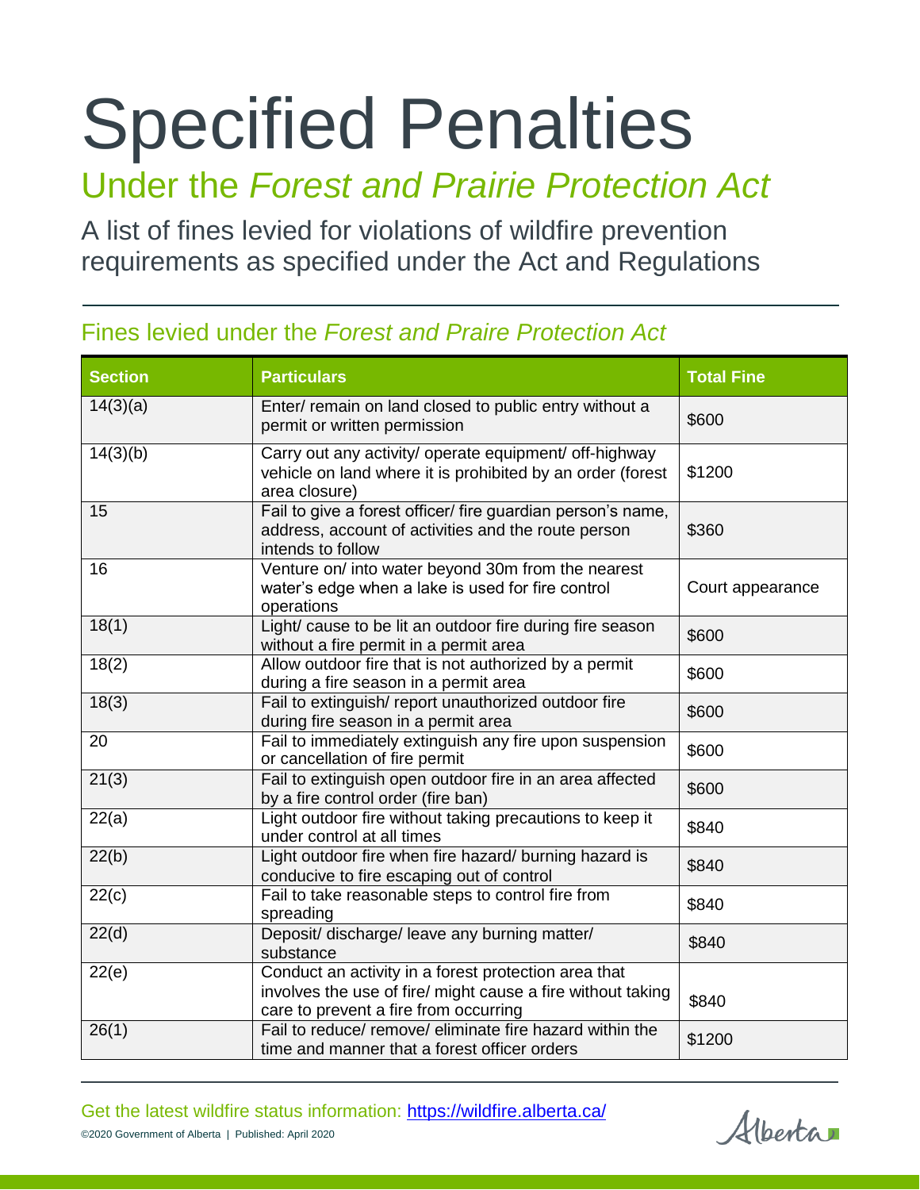# Specified Penalties

## Under the *Forest and Prairie Protection Act*

A list of fines levied for violations of wildfire prevention requirements as specified under the Act and Regulations

### Fines levied under the *Forest and Praire Protection Act*

| Section | Particulars | Total Fine |
|---|---|---|
| 14(3)(a) | Enter/ remain on land closed to public entry without a permit or written permission | $600 |
| 14(3)(b) | Carry out any activity/ operate equipment/ off-highway vehicle on land where it is prohibited by an order (forest area closure) | $1200 |
| 15 | Fail to give a forest officer/ fire guardian person's name, address, account of activities and the route person intends to follow | $360 |
| 16 | Venture on/ into water beyond 30m from the nearest water's edge when a lake is used for fire control operations | Court appearance |
| 18(1) | Light/ cause to be lit an outdoor fire during fire season without a fire permit in a permit area | $600 |
| 18(2) | Allow outdoor fire that is not authorized by a permit during a fire season in a permit area | $600 |
| 18(3) | Fail to extinguish/ report unauthorized outdoor fire during fire season in a permit area | $600 |
| 20 | Fail to immediately extinguish any fire upon suspension or cancellation of fire permit | $600 |
| 21(3) | Fail to extinguish open outdoor fire in an area affected by a fire control order (fire ban) | $600 |
| 22(a) | Light outdoor fire without taking precautions to keep it under control at all times | $840 |
| 22(b) | Light outdoor fire when fire hazard/ burning hazard is conducive to fire escaping out of control | $840 |
| 22(c) | Fail to take reasonable steps to control fire from spreading | $840 |
| 22(d) | Deposit/ discharge/ leave any burning matter/ substance | $840 |
| 22(e) | Conduct an activity in a forest protection area that involves the use of fire/ might cause a fire without taking care to prevent a fire from occurring | $840 |
| 26(1) | Fail to reduce/ remove/ eliminate fire hazard within the time and manner that a forest officer orders | $1200 |

Get the latest wildfire status information: https://wildfire.alberta.ca/

©2020 Government of Alberta | Published: April 2020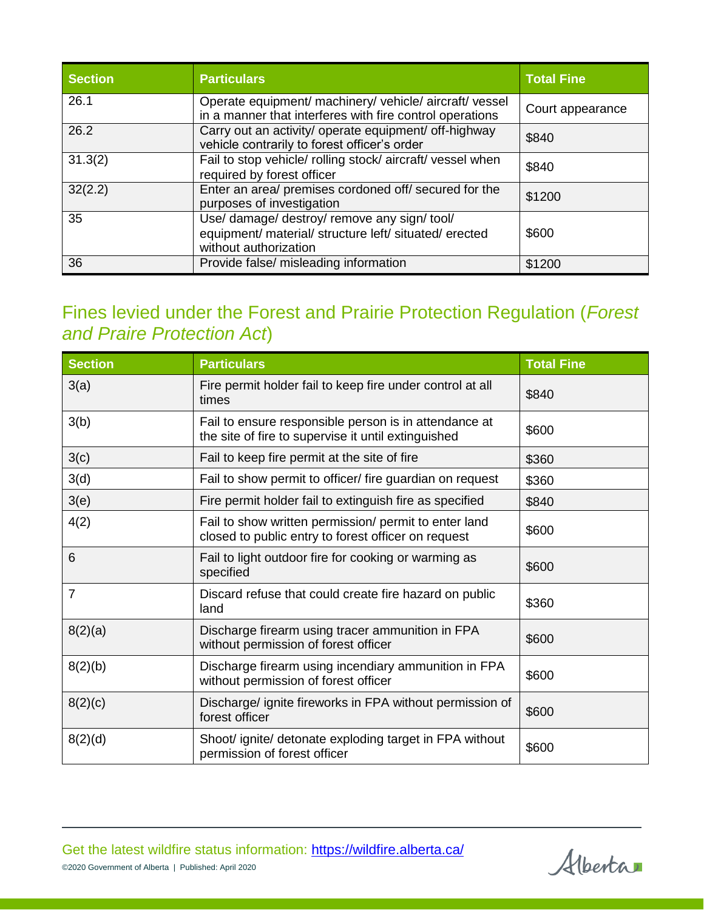| Section | Particulars | Total Fine |
|---|---|---|
| 26.1 | Operate equipment/ machinery/ vehicle/ aircraft/ vessel in a manner that interferes with fire control operations | Court appearance |
| 26.2 | Carry out an activity/ operate equipment/ off-highway vehicle contrarily to forest officer's order | $840 |
| 31.3(2) | Fail to stop vehicle/ rolling stock/ aircraft/ vessel when required by forest officer | $840 |
| 32(2.2) | Enter an area/ premises cordoned off/ secured for the purposes of investigation | $1200 |
| 35 | Use/ damage/ destroy/ remove any sign/ tool/ equipment/ material/ structure left/ situated/ erected without authorization | $600 |
| 36 | Provide false/ misleading information | $1200 |

## Fines levied under the Forest and Prairie Protection Regulation (*Forest and Praire Protection Act*)

| Section | Particulars | Total Fine |
|---|---|---|
| 3(a) | Fire permit holder fail to keep fire under control at all times | $840 |
| 3(b) | Fail to ensure responsible person is in attendance at the site of fire to supervise it until extinguished | $600 |
| 3(c) | Fail to keep fire permit at the site of fire | $360 |
| 3(d) | Fail to show permit to officer/ fire guardian on request | $360 |
| 3(e) | Fire permit holder fail to extinguish fire as specified | $840 |
| 4(2) | Fail to show written permission/ permit to enter land closed to public entry to forest officer on request | $600 |
| 6 | Fail to light outdoor fire for cooking or warming as specified | $600 |
| 7 | Discard refuse that could create fire hazard on public land | $360 |
| 8(2)(a) | Discharge firearm using tracer ammunition in FPA without permission of forest officer | $600 |
| 8(2)(b) | Discharge firearm using incendiary ammunition in FPA without permission of forest officer | $600 |
| 8(2)(c) | Discharge/ ignite fireworks in FPA without permission of forest officer | $600 |
| 8(2)(d) | Shoot/ ignite/ detonate exploding target in FPA without permission of forest officer | $600 |

Get the latest wildfire status information: [https://wildfire.alberta.ca/](https://wildfire.alberta.ca/)

©2020 Government of Alberta | Published: April 2020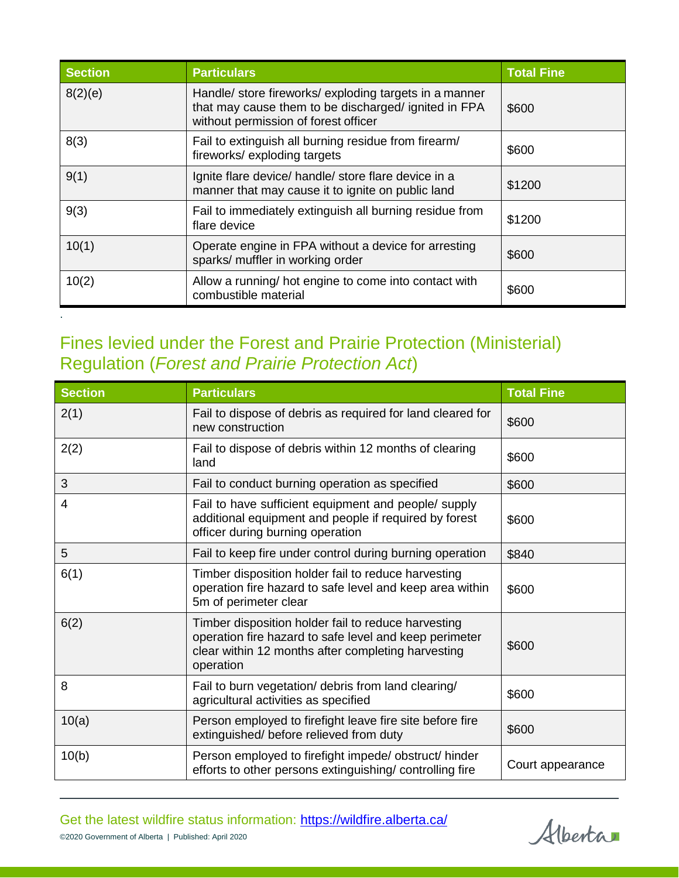| Section | Particulars | Total Fine |
|---|---|---|
| 8(2)(e) | Handle/ store fireworks/ exploding targets in a manner that may cause them to be discharged/ ignited in FPA without permission of forest officer | $600 |
| 8(3) | Fail to extinguish all burning residue from firearm/ fireworks/ exploding targets | $600 |
| 9(1) | Ignite flare device/ handle/ store flare device in a manner that may cause it to ignite on public land | $1200 |
| 9(3) | Fail to immediately extinguish all burning residue from flare device | $1200 |
| 10(1) | Operate engine in FPA without a device for arresting sparks/ muffler in working order | $600 |
| 10(2) | Allow a running/ hot engine to come into contact with combustible material | $600 |

## Fines levied under the Forest and Prairie Protection (Ministerial) Regulation (*Forest and Prairie Protection Act*)

| Section | Particulars | Total Fine |
|---|---|---|
| 2(1) | Fail to dispose of debris as required for land cleared for new construction | $600 |
| 2(2) | Fail to dispose of debris within 12 months of clearing land | $600 |
| 3 | Fail to conduct burning operation as specified | $600 |
| 4 | Fail to have sufficient equipment and people/ supply additional equipment and people if required by forest officer during burning operation | $600 |
| 5 | Fail to keep fire under control during burning operation | $840 |
| 6(1) | Timber disposition holder fail to reduce harvesting operation fire hazard to safe level and keep area within 5m of perimeter clear | $600 |
| 6(2) | Timber disposition holder fail to reduce harvesting operation fire hazard to safe level and keep perimeter clear within 12 months after completing harvesting operation | $600 |
| 8 | Fail to burn vegetation/ debris from land clearing/ agricultural activities as specified | $600 |
| 10(a) | Person employed to firefight leave fire site before fire extinguished/ before relieved from duty | $600 |
| 10(b) | Person employed to firefight impede/ obstruct/ hinder efforts to other persons extinguishing/ controlling fire | Court appearance |

Get the latest wildfire status information: https://wildfire.alberta.ca/

©2020 Government of Alberta | Published: April 2020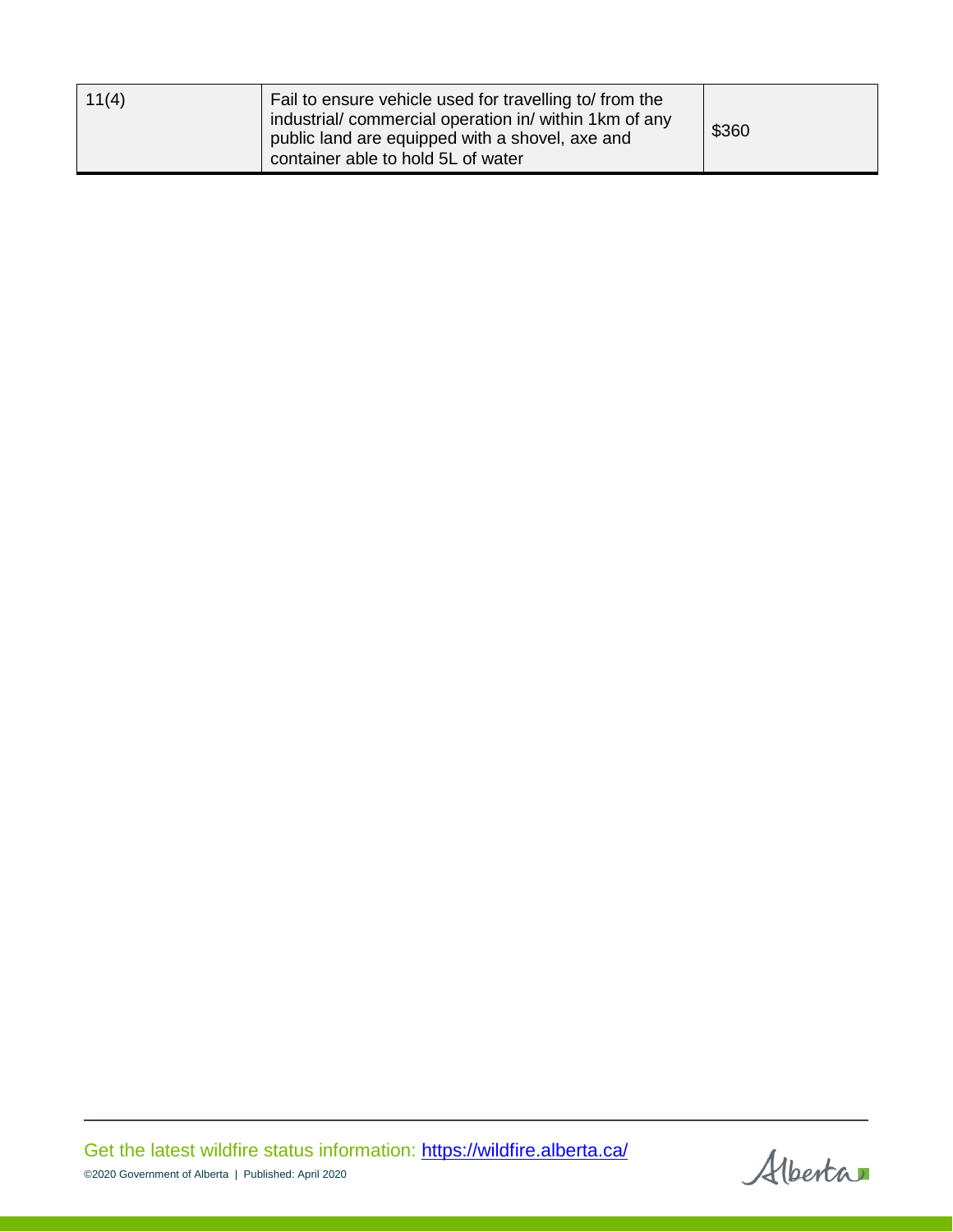| | | |
|---|---|---|
| 11(4) | Fail to ensure vehicle used for travelling to/ from the industrial/ commercial operation in/ within 1km of any public land are equipped with a shovel, axe and container able to hold 5L of water | $360 |

Get the latest wildfire status information: [https://wildfire.alberta.ca/](https://wildfire.alberta.ca/)

©2020 Government of Alberta | Published: April 2020